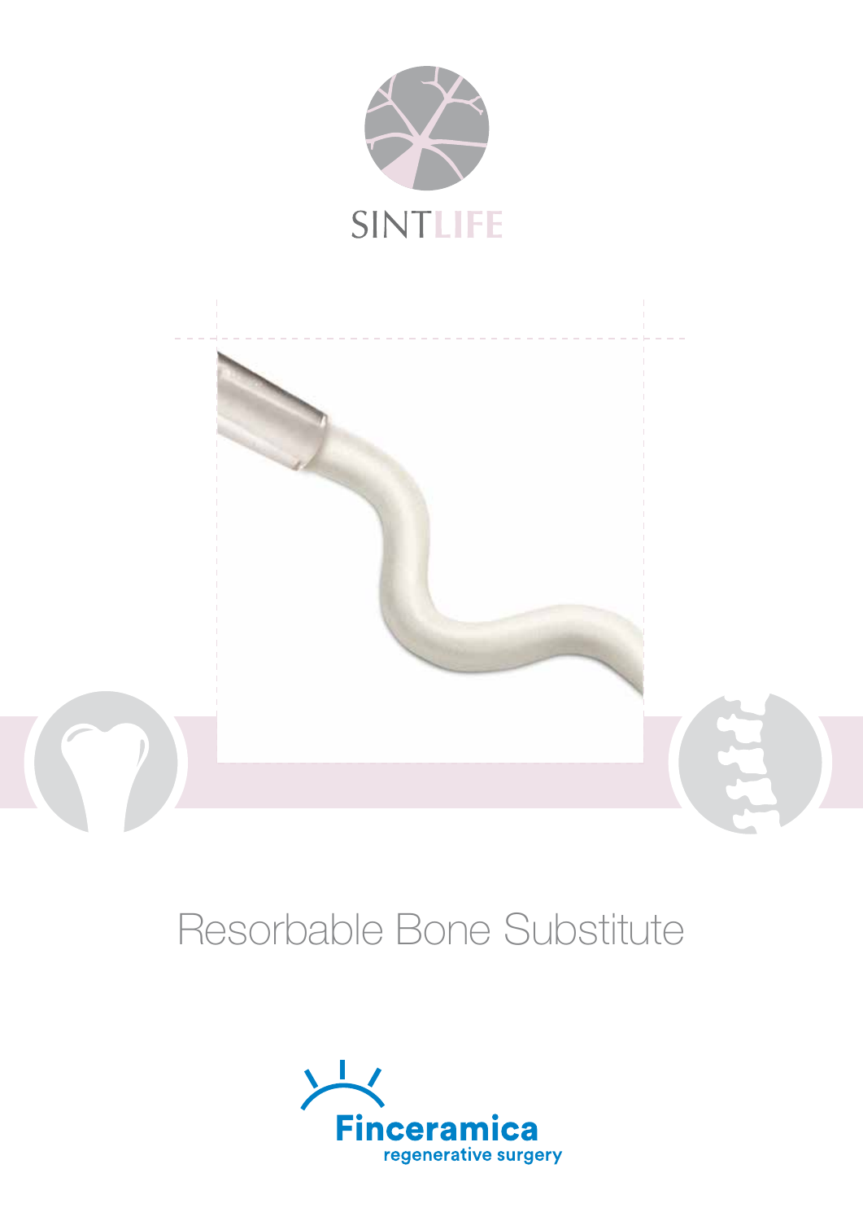# SINTLIFE

## Resorbable Bone Substitute

Finceramica
regenerative surgery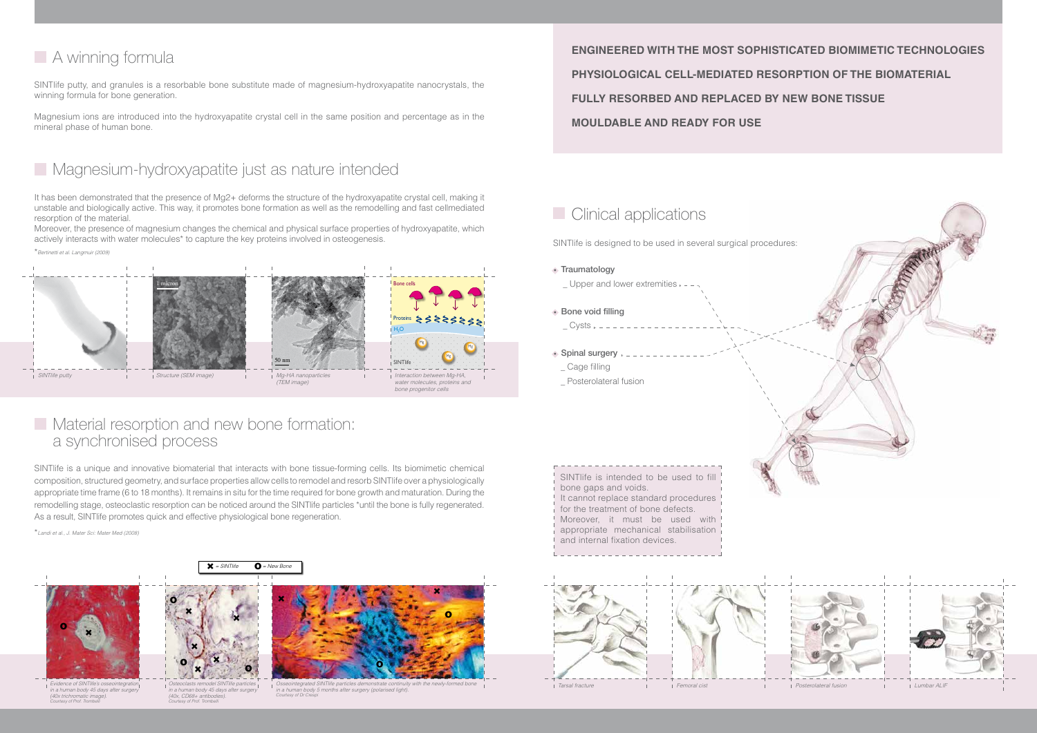## A winning formula

SINTlife putty, and granules is a resorbable bone substitute made of magnesium-hydroxyapatite nanocrystals, the winning formula for bone generation.

Magnesium ions are introduced into the hydroxyapatite crystal cell in the same position and percentage as in the mineral phase of human bone.

## Magnesium-hydroxyapatite just as nature intended

It has been demonstrated that the presence of $Mg^{2+}$ deforms the structure of the hydroxyapatite crystal cell, making it unstable and biologically active. This way, it promotes bone formation as well as the remodelling and fast cellmediated resorption of the material.

Moreover, the presence of magnesium changes the chemical and physical surface properties of hydroxyapatite, which actively interacts with water molecules* to capture the key proteins involved in osteogenesis.

*Bertinetti et al. Langmuir (2009)*

*SINTlife putty* | *Structure (SEM image)* | *Mg-HA nanoparticles (TEM image)* | *Interaction between Mg-HA, water molecules, proteins and bone progenitor cells*

## Material resorption and new bone formation: a synchronised process

SINTlife is a unique and innovative biomaterial that interacts with bone tissue-forming cells. Its biomimetic chemical composition, structured geometry, and surface properties allow cells to remodel and resorb SINTlife over a physiologically appropriate time frame (6 to 18 months). It remains in situ for the time required for bone growth and maturation. During the remodelling stage, osteoclastic resorption can be noticed around the SINTlife particles *until the bone is fully regenerated. As a result, SINTlife promotes quick and effective physiological bone regeneration.

*Landi et al., J. Mater Sci: Mater Med (2008)*

✖ = SINTlife   O = New Bone

*Evidence of SINTlife's osseointegration in a human body 45 days after surgery (40x trichromatic image). Courtesy of Prof. Trombelli*

*Osteoclasts remodel SINTlife particles in a human body 45 days after surgery (40x, CD68+ antibodies). Courtesy of Prof. Trombelli*

*Osseointegrated SINTlife particles demonstrate continuity with the newly-formed bone in a human body 5 months after surgery (polarised light). Courtesy of Dr Crespi*

**ENGINEERED WITH THE MOST SOPHISTICATED BIOMIMETIC TECHNOLOGIES**

**PHYSIOLOGICAL CELL-MEDIATED RESORPTION OF THE BIOMATERIAL**

**FULLY RESORBED AND REPLACED BY NEW BONE TISSUE**

**MOULDABLE AND READY FOR USE**

## Clinical applications

SINTlife is designed to be used in several surgical procedures:

- **Traumatology**
  - _ Upper and lower extremities
- **Bone void filling**
  - _ Cysts
- **Spinal surgery**
  - _ Cage filling
  - _ Posterolateral fusion

SINTlife is intended to be used to fill bone gaps and voids.
It cannot replace standard procedures for the treatment of bone defects.
Moreover, it must be used with appropriate mechanical stabilisation and internal fixation devices.

*Tarsal fracture* | *Femoral cist* | *Posterolateral fusion* | *Lumbar ALIF*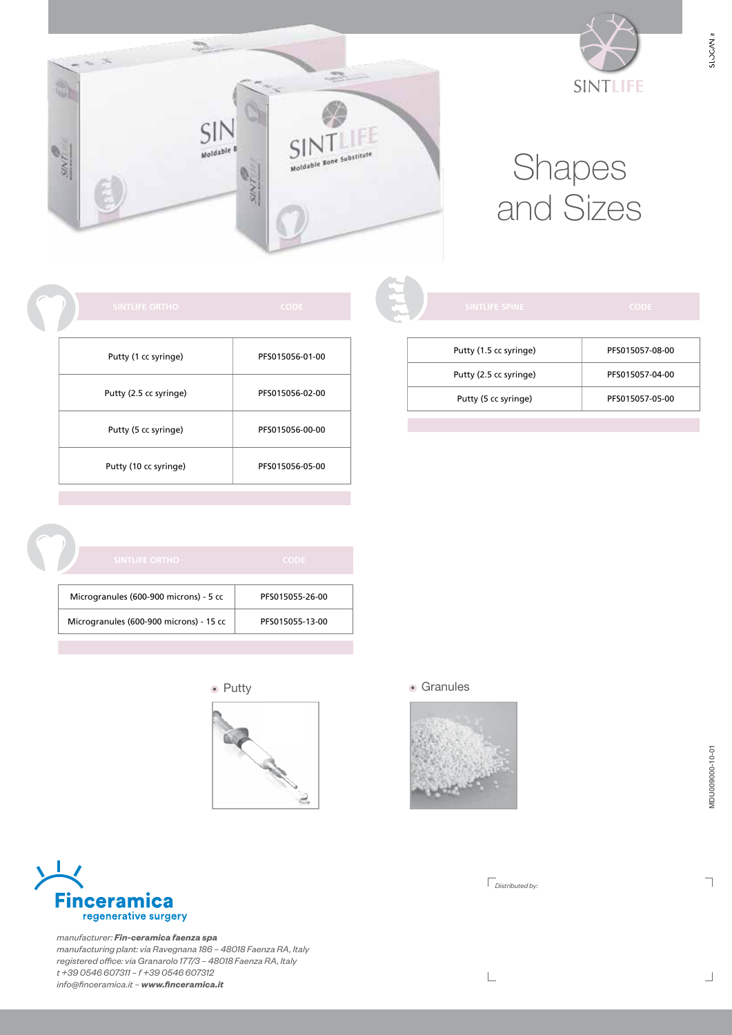SINTLIFE

# Shapes and Sizes

| SINTLIFE ORTHO | CODE |
|---|---|
| Putty (1 cc syringe) | PFS015056-01-00 |
| Putty (2.5 cc syringe) | PFS015056-02-00 |
| Putty (5 cc syringe) | PFS015056-00-00 |
| Putty (10 cc syringe) | PFS015056-05-00 |

| SINTLIFE SPINE | CODE |
|---|---|
| Putty (1.5 cc syringe) | PFS015057-08-00 |
| Putty (2.5 cc syringe) | PFS015057-04-00 |
| Putty (5 cc syringe) | PFS015057-05-00 |

| SINTLIFE ORTHO | CODE |
|---|---|
| Microgranules (600-900 microns) - 5 cc | PFS015055-26-00 |
| Microgranules (600-900 microns) - 15 cc | PFS015055-13-00 |

- Putty
- Granules

Finceramica
regenerative surgery

*manufacturer:* ***Fin-ceramica faenza spa***
*manufacturing plant: via Ravegnana 186 – 48018 Faenza RA, Italy*
*registered office: via Granarolo 177/3 – 48018 Faenza RA, Italy*
*t +39 0546 607311 – f +39 0546 607312*
*info@finceramica.it –* ***www.finceramica.it***

*Distributed by:*

MDU009000-10-01